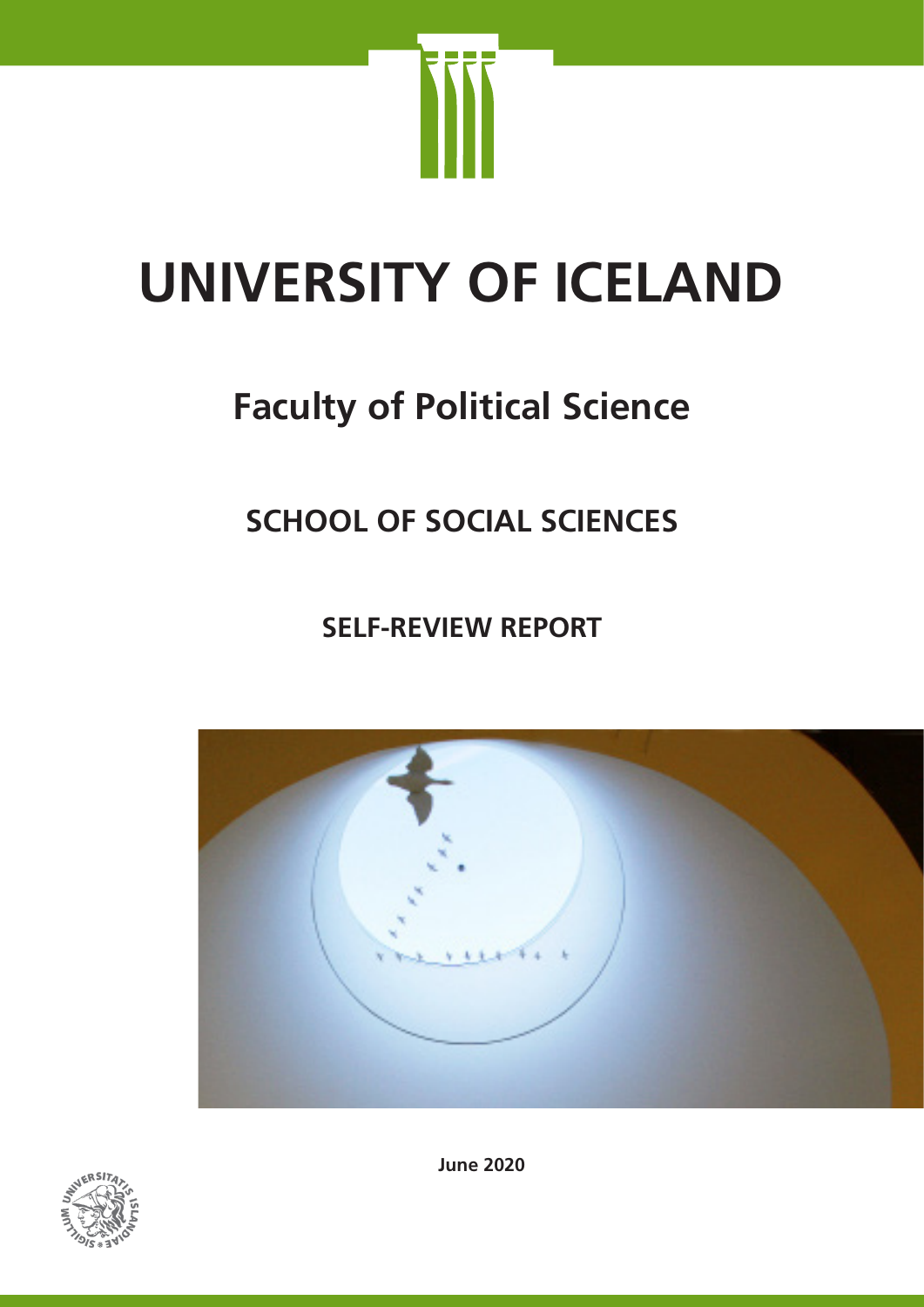# UNIVERSITY OF ICELAND

## Faculty of Political Science

### SCHOOL OF SOCIAL SCIENCES

### SELF-REVIEW REPORT

**June 2020**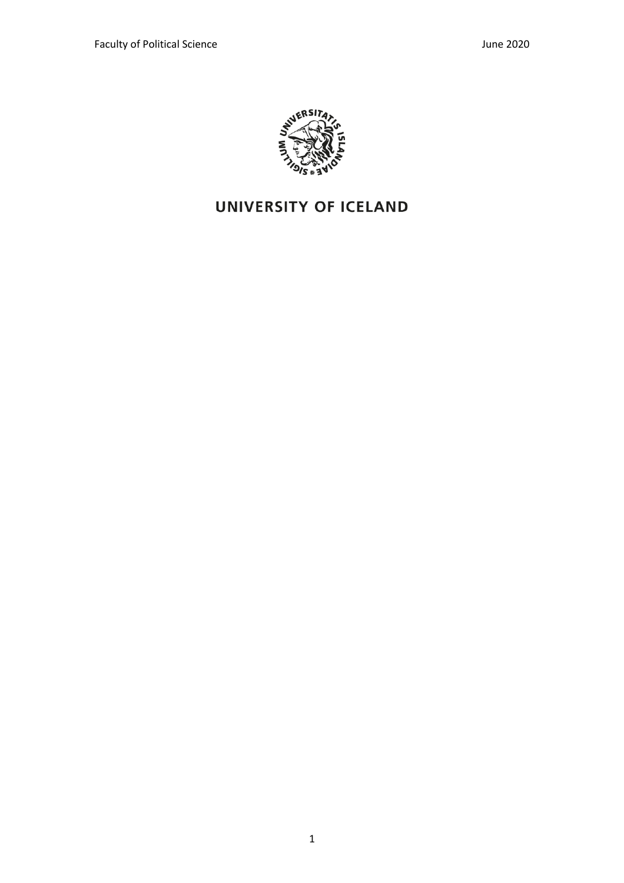UNIVERSITY OF ICELAND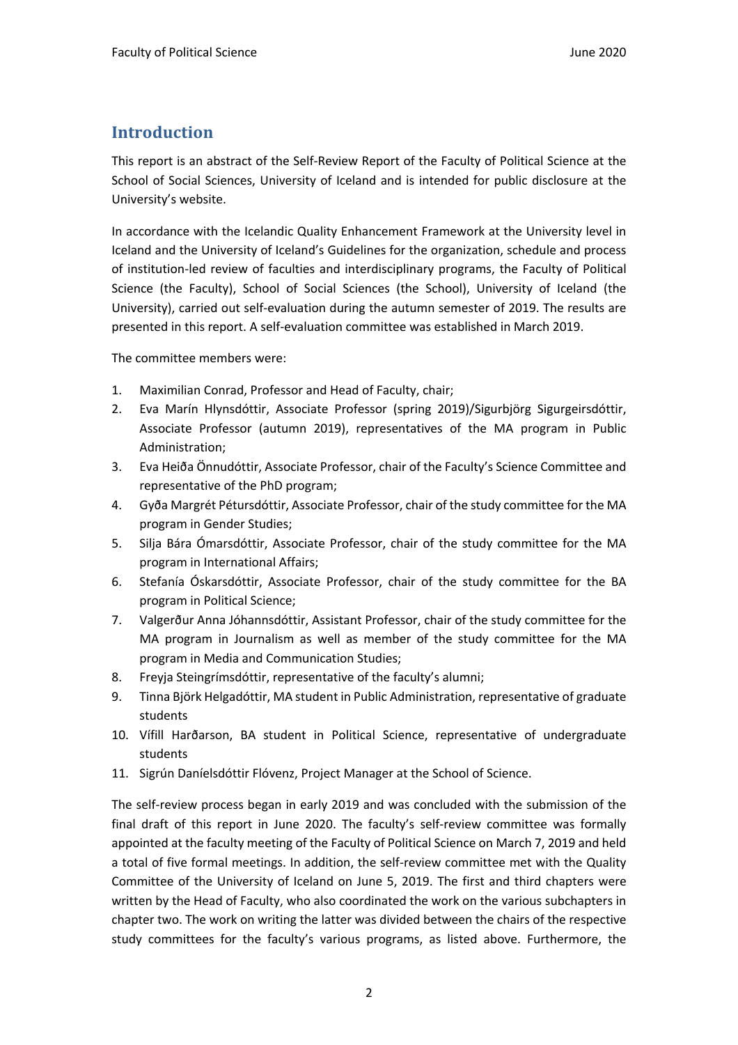## Introduction

This report is an abstract of the Self-Review Report of the Faculty of Political Science at the School of Social Sciences, University of Iceland and is intended for public disclosure at the University's website.

In accordance with the Icelandic Quality Enhancement Framework at the University level in Iceland and the University of Iceland's Guidelines for the organization, schedule and process of institution-led review of faculties and interdisciplinary programs, the Faculty of Political Science (the Faculty), School of Social Sciences (the School), University of Iceland (the University), carried out self-evaluation during the autumn semester of 2019. The results are presented in this report. A self-evaluation committee was established in March 2019.

The committee members were:

1. Maximilian Conrad, Professor and Head of Faculty, chair;
2. Eva Marín Hlynsdóttir, Associate Professor (spring 2019)/Sigurbjörg Sigurgeirsdóttir, Associate Professor (autumn 2019), representatives of the MA program in Public Administration;
3. Eva Heiða Önnudóttir, Associate Professor, chair of the Faculty's Science Committee and representative of the PhD program;
4. Gyða Margrét Pétursdóttir, Associate Professor, chair of the study committee for the MA program in Gender Studies;
5. Silja Bára Ómarsdóttir, Associate Professor, chair of the study committee for the MA program in International Affairs;
6. Stefanía Óskarsdóttir, Associate Professor, chair of the study committee for the BA program in Political Science;
7. Valgerður Anna Jóhannsdóttir, Assistant Professor, chair of the study committee for the MA program in Journalism as well as member of the study committee for the MA program in Media and Communication Studies;
8. Freyja Steingrímsdóttir, representative of the faculty's alumni;
9. Tinna Björk Helgadóttir, MA student in Public Administration, representative of graduate students
10. Vífill Harðarson, BA student in Political Science, representative of undergraduate students
11. Sigrún Daníelsdóttir Flóvenz, Project Manager at the School of Science.

The self-review process began in early 2019 and was concluded with the submission of the final draft of this report in June 2020. The faculty's self-review committee was formally appointed at the faculty meeting of the Faculty of Political Science on March 7, 2019 and held a total of five formal meetings. In addition, the self-review committee met with the Quality Committee of the University of Iceland on June 5, 2019. The first and third chapters were written by the Head of Faculty, who also coordinated the work on the various subchapters in chapter two. The work on writing the latter was divided between the chairs of the respective study committees for the faculty's various programs, as listed above. Furthermore, the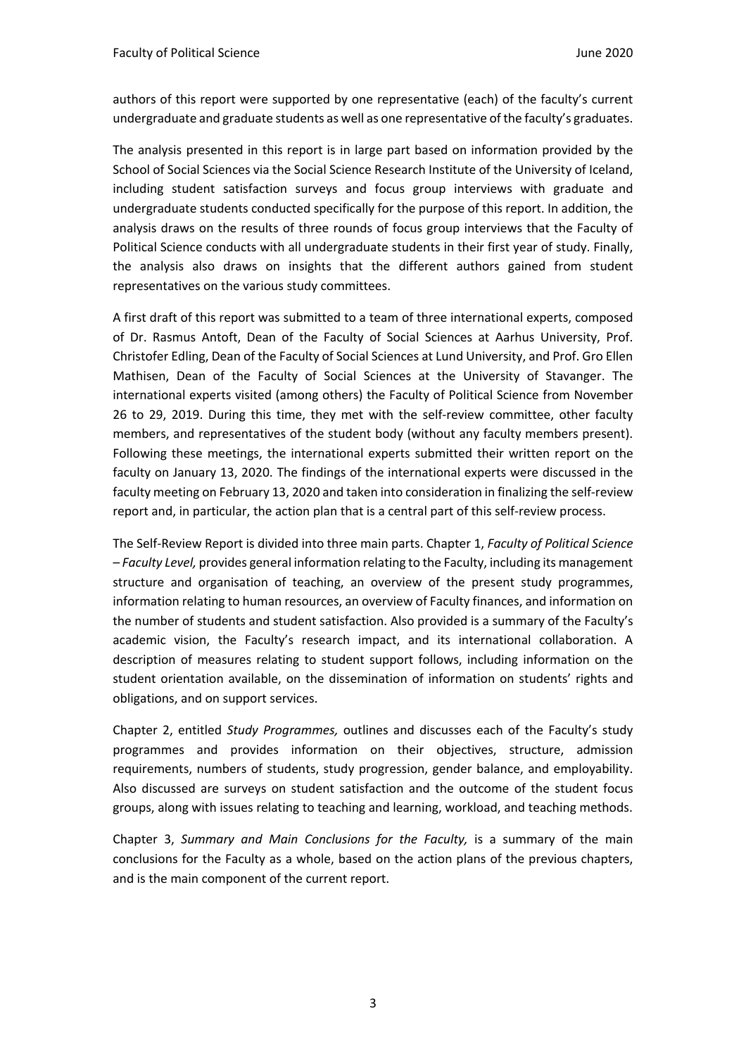authors of this report were supported by one representative (each) of the faculty's current undergraduate and graduate students as well as one representative of the faculty's graduates.

The analysis presented in this report is in large part based on information provided by the School of Social Sciences via the Social Science Research Institute of the University of Iceland, including student satisfaction surveys and focus group interviews with graduate and undergraduate students conducted specifically for the purpose of this report. In addition, the analysis draws on the results of three rounds of focus group interviews that the Faculty of Political Science conducts with all undergraduate students in their first year of study. Finally, the analysis also draws on insights that the different authors gained from student representatives on the various study committees.

A first draft of this report was submitted to a team of three international experts, composed of Dr. Rasmus Antoft, Dean of the Faculty of Social Sciences at Aarhus University, Prof. Christofer Edling, Dean of the Faculty of Social Sciences at Lund University, and Prof. Gro Ellen Mathisen, Dean of the Faculty of Social Sciences at the University of Stavanger. The international experts visited (among others) the Faculty of Political Science from November 26 to 29, 2019. During this time, they met with the self-review committee, other faculty members, and representatives of the student body (without any faculty members present). Following these meetings, the international experts submitted their written report on the faculty on January 13, 2020. The findings of the international experts were discussed in the faculty meeting on February 13, 2020 and taken into consideration in finalizing the self-review report and, in particular, the action plan that is a central part of this self-review process.

The Self-Review Report is divided into three main parts. Chapter 1, *Faculty of Political Science – Faculty Level,* provides general information relating to the Faculty, including its management structure and organisation of teaching, an overview of the present study programmes, information relating to human resources, an overview of Faculty finances, and information on the number of students and student satisfaction. Also provided is a summary of the Faculty's academic vision, the Faculty's research impact, and its international collaboration. A description of measures relating to student support follows, including information on the student orientation available, on the dissemination of information on students' rights and obligations, and on support services.

Chapter 2, entitled *Study Programmes,* outlines and discusses each of the Faculty's study programmes and provides information on their objectives, structure, admission requirements, numbers of students, study progression, gender balance, and employability. Also discussed are surveys on student satisfaction and the outcome of the student focus groups, along with issues relating to teaching and learning, workload, and teaching methods.

Chapter 3, *Summary and Main Conclusions for the Faculty,* is a summary of the main conclusions for the Faculty as a whole, based on the action plans of the previous chapters, and is the main component of the current report.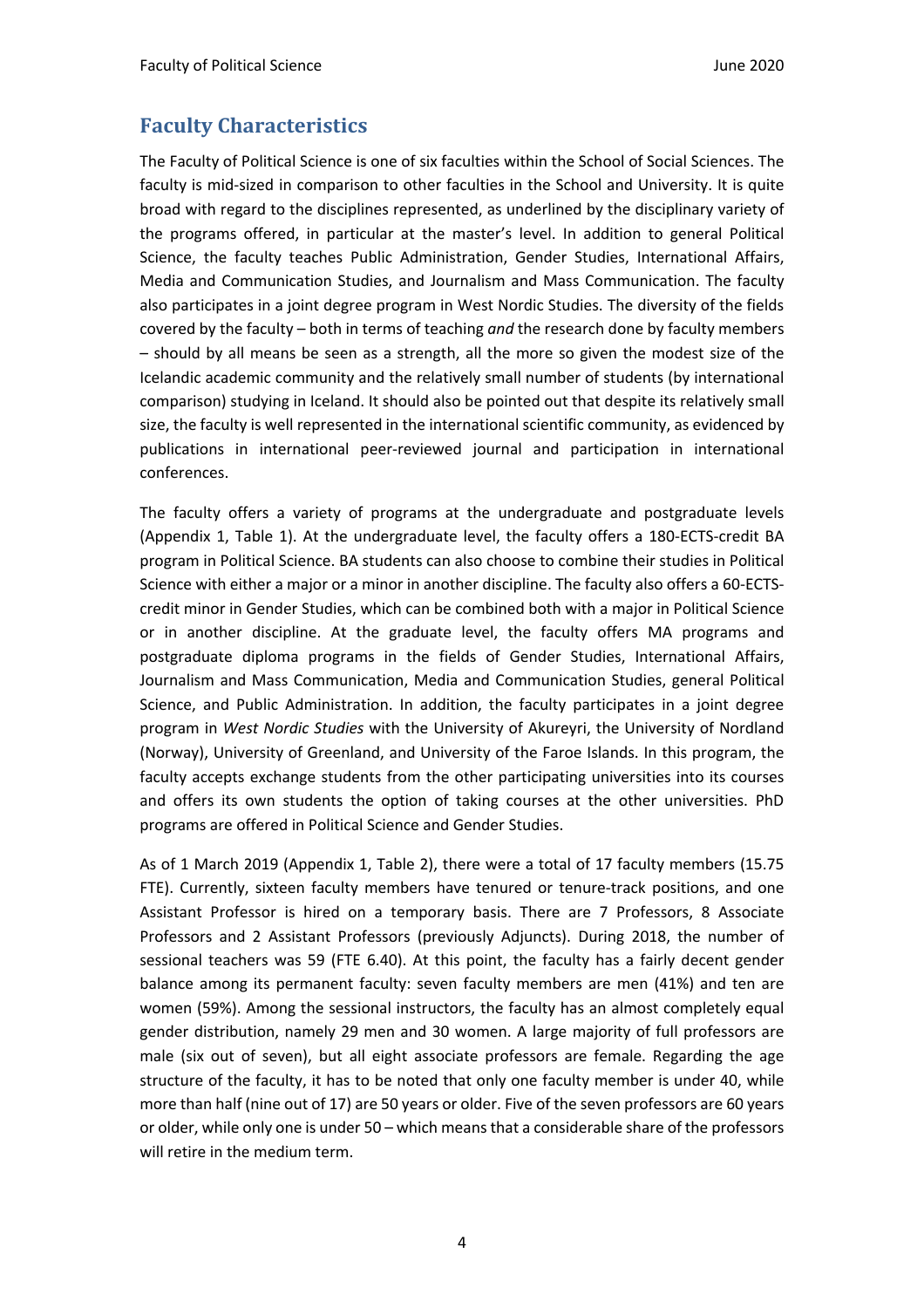## Faculty Characteristics

The Faculty of Political Science is one of six faculties within the School of Social Sciences. The faculty is mid-sized in comparison to other faculties in the School and University. It is quite broad with regard to the disciplines represented, as underlined by the disciplinary variety of the programs offered, in particular at the master's level. In addition to general Political Science, the faculty teaches Public Administration, Gender Studies, International Affairs, Media and Communication Studies, and Journalism and Mass Communication. The faculty also participates in a joint degree program in West Nordic Studies. The diversity of the fields covered by the faculty – both in terms of teaching *and* the research done by faculty members – should by all means be seen as a strength, all the more so given the modest size of the Icelandic academic community and the relatively small number of students (by international comparison) studying in Iceland. It should also be pointed out that despite its relatively small size, the faculty is well represented in the international scientific community, as evidenced by publications in international peer-reviewed journal and participation in international conferences.

The faculty offers a variety of programs at the undergraduate and postgraduate levels (Appendix 1, Table 1). At the undergraduate level, the faculty offers a 180-ECTS-credit BA program in Political Science. BA students can also choose to combine their studies in Political Science with either a major or a minor in another discipline. The faculty also offers a 60-ECTS-credit minor in Gender Studies, which can be combined both with a major in Political Science or in another discipline. At the graduate level, the faculty offers MA programs and postgraduate diploma programs in the fields of Gender Studies, International Affairs, Journalism and Mass Communication, Media and Communication Studies, general Political Science, and Public Administration. In addition, the faculty participates in a joint degree program in *West Nordic Studies* with the University of Akureyri, the University of Nordland (Norway), University of Greenland, and University of the Faroe Islands. In this program, the faculty accepts exchange students from the other participating universities into its courses and offers its own students the option of taking courses at the other universities. PhD programs are offered in Political Science and Gender Studies.

As of 1 March 2019 (Appendix 1, Table 2), there were a total of 17 faculty members (15.75 FTE). Currently, sixteen faculty members have tenured or tenure-track positions, and one Assistant Professor is hired on a temporary basis. There are 7 Professors, 8 Associate Professors and 2 Assistant Professors (previously Adjuncts). During 2018, the number of sessional teachers was 59 (FTE 6.40). At this point, the faculty has a fairly decent gender balance among its permanent faculty: seven faculty members are men (41%) and ten are women (59%). Among the sessional instructors, the faculty has an almost completely equal gender distribution, namely 29 men and 30 women. A large majority of full professors are male (six out of seven), but all eight associate professors are female. Regarding the age structure of the faculty, it has to be noted that only one faculty member is under 40, while more than half (nine out of 17) are 50 years or older. Five of the seven professors are 60 years or older, while only one is under 50 – which means that a considerable share of the professors will retire in the medium term.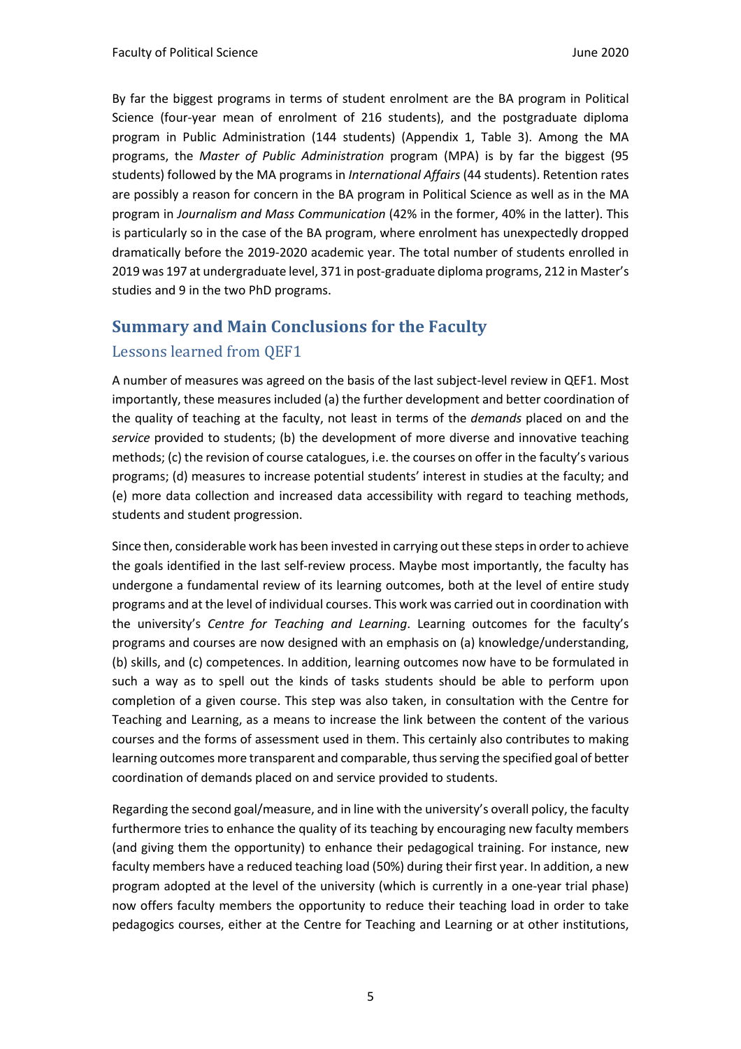By far the biggest programs in terms of student enrolment are the BA program in Political Science (four-year mean of enrolment of 216 students), and the postgraduate diploma program in Public Administration (144 students) (Appendix 1, Table 3). Among the MA programs, the *Master of Public Administration* program (MPA) is by far the biggest (95 students) followed by the MA programs in *International Affairs* (44 students). Retention rates are possibly a reason for concern in the BA program in Political Science as well as in the MA program in *Journalism and Mass Communication* (42% in the former, 40% in the latter). This is particularly so in the case of the BA program, where enrolment has unexpectedly dropped dramatically before the 2019-2020 academic year. The total number of students enrolled in 2019 was 197 at undergraduate level, 371 in post-graduate diploma programs, 212 in Master's studies and 9 in the two PhD programs.

## Summary and Main Conclusions for the Faculty

### Lessons learned from QEF1

A number of measures was agreed on the basis of the last subject-level review in QEF1. Most importantly, these measures included (a) the further development and better coordination of the quality of teaching at the faculty, not least in terms of the *demands* placed on and the *service* provided to students; (b) the development of more diverse and innovative teaching methods; (c) the revision of course catalogues, i.e. the courses on offer in the faculty's various programs; (d) measures to increase potential students' interest in studies at the faculty; and (e) more data collection and increased data accessibility with regard to teaching methods, students and student progression.

Since then, considerable work has been invested in carrying out these steps in order to achieve the goals identified in the last self-review process. Maybe most importantly, the faculty has undergone a fundamental review of its learning outcomes, both at the level of entire study programs and at the level of individual courses. This work was carried out in coordination with the university's *Centre for Teaching and Learning*. Learning outcomes for the faculty's programs and courses are now designed with an emphasis on (a) knowledge/understanding, (b) skills, and (c) competences. In addition, learning outcomes now have to be formulated in such a way as to spell out the kinds of tasks students should be able to perform upon completion of a given course. This step was also taken, in consultation with the Centre for Teaching and Learning, as a means to increase the link between the content of the various courses and the forms of assessment used in them. This certainly also contributes to making learning outcomes more transparent and comparable, thus serving the specified goal of better coordination of demands placed on and service provided to students.

Regarding the second goal/measure, and in line with the university's overall policy, the faculty furthermore tries to enhance the quality of its teaching by encouraging new faculty members (and giving them the opportunity) to enhance their pedagogical training. For instance, new faculty members have a reduced teaching load (50%) during their first year. In addition, a new program adopted at the level of the university (which is currently in a one-year trial phase) now offers faculty members the opportunity to reduce their teaching load in order to take pedagogics courses, either at the Centre for Teaching and Learning or at other institutions,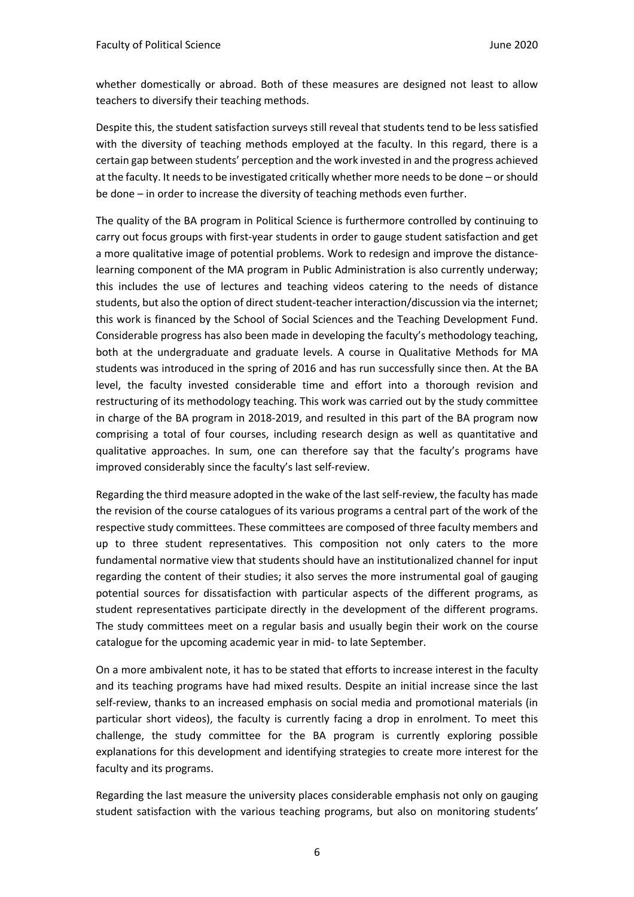whether domestically or abroad. Both of these measures are designed not least to allow teachers to diversify their teaching methods.

Despite this, the student satisfaction surveys still reveal that students tend to be less satisfied with the diversity of teaching methods employed at the faculty. In this regard, there is a certain gap between students' perception and the work invested in and the progress achieved at the faculty. It needs to be investigated critically whether more needs to be done – or should be done – in order to increase the diversity of teaching methods even further.

The quality of the BA program in Political Science is furthermore controlled by continuing to carry out focus groups with first-year students in order to gauge student satisfaction and get a more qualitative image of potential problems. Work to redesign and improve the distance-learning component of the MA program in Public Administration is also currently underway; this includes the use of lectures and teaching videos catering to the needs of distance students, but also the option of direct student-teacher interaction/discussion via the internet; this work is financed by the School of Social Sciences and the Teaching Development Fund. Considerable progress has also been made in developing the faculty's methodology teaching, both at the undergraduate and graduate levels. A course in Qualitative Methods for MA students was introduced in the spring of 2016 and has run successfully since then. At the BA level, the faculty invested considerable time and effort into a thorough revision and restructuring of its methodology teaching. This work was carried out by the study committee in charge of the BA program in 2018-2019, and resulted in this part of the BA program now comprising a total of four courses, including research design as well as quantitative and qualitative approaches. In sum, one can therefore say that the faculty's programs have improved considerably since the faculty's last self-review.

Regarding the third measure adopted in the wake of the last self-review, the faculty has made the revision of the course catalogues of its various programs a central part of the work of the respective study committees. These committees are composed of three faculty members and up to three student representatives. This composition not only caters to the more fundamental normative view that students should have an institutionalized channel for input regarding the content of their studies; it also serves the more instrumental goal of gauging potential sources for dissatisfaction with particular aspects of the different programs, as student representatives participate directly in the development of the different programs. The study committees meet on a regular basis and usually begin their work on the course catalogue for the upcoming academic year in mid- to late September.

On a more ambivalent note, it has to be stated that efforts to increase interest in the faculty and its teaching programs have had mixed results. Despite an initial increase since the last self-review, thanks to an increased emphasis on social media and promotional materials (in particular short videos), the faculty is currently facing a drop in enrolment. To meet this challenge, the study committee for the BA program is currently exploring possible explanations for this development and identifying strategies to create more interest for the faculty and its programs.

Regarding the last measure the university places considerable emphasis not only on gauging student satisfaction with the various teaching programs, but also on monitoring students'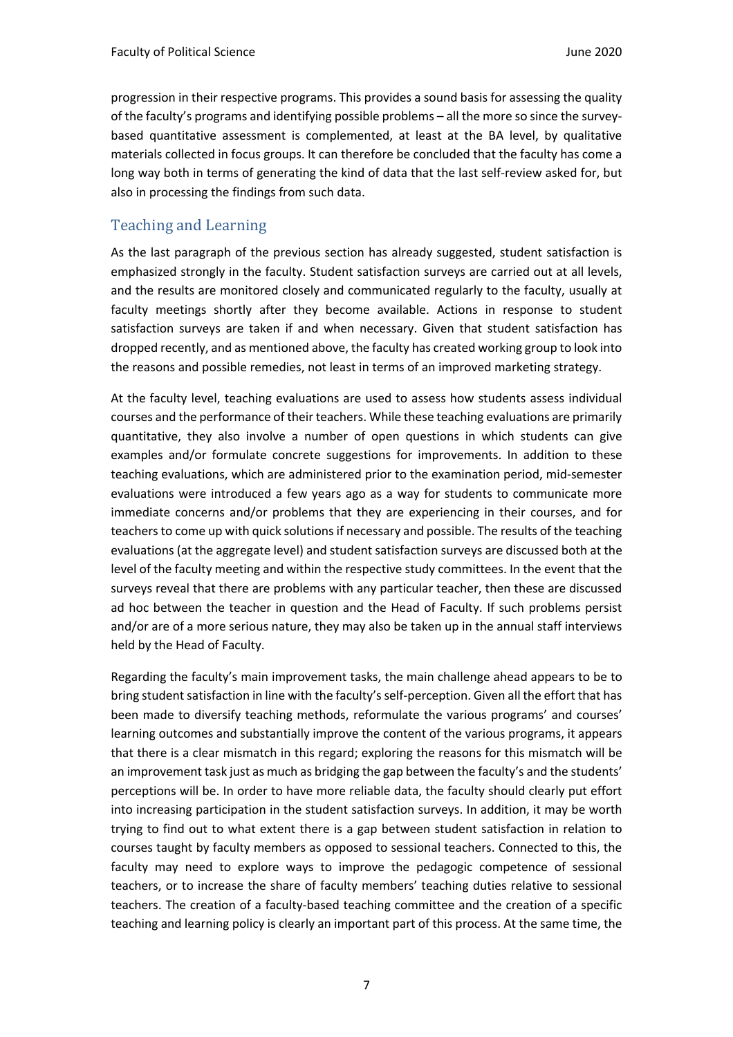progression in their respective programs. This provides a sound basis for assessing the quality of the faculty's programs and identifying possible problems – all the more so since the survey-based quantitative assessment is complemented, at least at the BA level, by qualitative materials collected in focus groups. It can therefore be concluded that the faculty has come a long way both in terms of generating the kind of data that the last self-review asked for, but also in processing the findings from such data.

## Teaching and Learning

As the last paragraph of the previous section has already suggested, student satisfaction is emphasized strongly in the faculty. Student satisfaction surveys are carried out at all levels, and the results are monitored closely and communicated regularly to the faculty, usually at faculty meetings shortly after they become available. Actions in response to student satisfaction surveys are taken if and when necessary. Given that student satisfaction has dropped recently, and as mentioned above, the faculty has created working group to look into the reasons and possible remedies, not least in terms of an improved marketing strategy.

At the faculty level, teaching evaluations are used to assess how students assess individual courses and the performance of their teachers. While these teaching evaluations are primarily quantitative, they also involve a number of open questions in which students can give examples and/or formulate concrete suggestions for improvements. In addition to these teaching evaluations, which are administered prior to the examination period, mid-semester evaluations were introduced a few years ago as a way for students to communicate more immediate concerns and/or problems that they are experiencing in their courses, and for teachers to come up with quick solutions if necessary and possible. The results of the teaching evaluations (at the aggregate level) and student satisfaction surveys are discussed both at the level of the faculty meeting and within the respective study committees. In the event that the surveys reveal that there are problems with any particular teacher, then these are discussed ad hoc between the teacher in question and the Head of Faculty. If such problems persist and/or are of a more serious nature, they may also be taken up in the annual staff interviews held by the Head of Faculty.

Regarding the faculty's main improvement tasks, the main challenge ahead appears to be to bring student satisfaction in line with the faculty's self-perception. Given all the effort that has been made to diversify teaching methods, reformulate the various programs' and courses' learning outcomes and substantially improve the content of the various programs, it appears that there is a clear mismatch in this regard; exploring the reasons for this mismatch will be an improvement task just as much as bridging the gap between the faculty's and the students' perceptions will be. In order to have more reliable data, the faculty should clearly put effort into increasing participation in the student satisfaction surveys. In addition, it may be worth trying to find out to what extent there is a gap between student satisfaction in relation to courses taught by faculty members as opposed to sessional teachers. Connected to this, the faculty may need to explore ways to improve the pedagogic competence of sessional teachers, or to increase the share of faculty members' teaching duties relative to sessional teachers. The creation of a faculty-based teaching committee and the creation of a specific teaching and learning policy is clearly an important part of this process. At the same time, the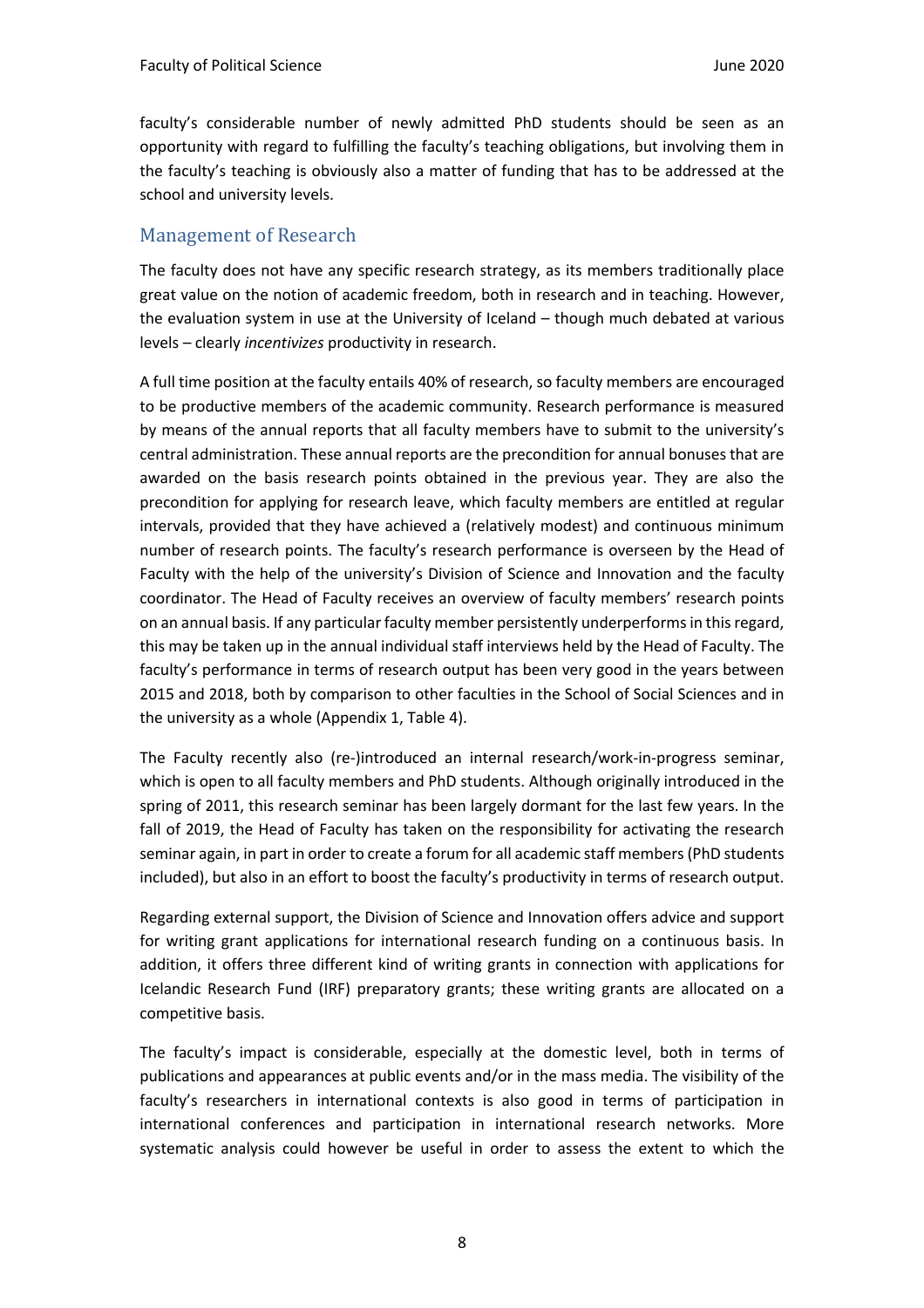faculty's considerable number of newly admitted PhD students should be seen as an opportunity with regard to fulfilling the faculty's teaching obligations, but involving them in the faculty's teaching is obviously also a matter of funding that has to be addressed at the school and university levels.

## Management of Research

The faculty does not have any specific research strategy, as its members traditionally place great value on the notion of academic freedom, both in research and in teaching. However, the evaluation system in use at the University of Iceland – though much debated at various levels – clearly *incentivizes* productivity in research.

A full time position at the faculty entails 40% of research, so faculty members are encouraged to be productive members of the academic community. Research performance is measured by means of the annual reports that all faculty members have to submit to the university's central administration. These annual reports are the precondition for annual bonuses that are awarded on the basis research points obtained in the previous year. They are also the precondition for applying for research leave, which faculty members are entitled at regular intervals, provided that they have achieved a (relatively modest) and continuous minimum number of research points. The faculty's research performance is overseen by the Head of Faculty with the help of the university's Division of Science and Innovation and the faculty coordinator. The Head of Faculty receives an overview of faculty members' research points on an annual basis. If any particular faculty member persistently underperforms in this regard, this may be taken up in the annual individual staff interviews held by the Head of Faculty. The faculty's performance in terms of research output has been very good in the years between 2015 and 2018, both by comparison to other faculties in the School of Social Sciences and in the university as a whole (Appendix 1, Table 4).

The Faculty recently also (re-)introduced an internal research/work-in-progress seminar, which is open to all faculty members and PhD students. Although originally introduced in the spring of 2011, this research seminar has been largely dormant for the last few years. In the fall of 2019, the Head of Faculty has taken on the responsibility for activating the research seminar again, in part in order to create a forum for all academic staff members (PhD students included), but also in an effort to boost the faculty's productivity in terms of research output.

Regarding external support, the Division of Science and Innovation offers advice and support for writing grant applications for international research funding on a continuous basis. In addition, it offers three different kind of writing grants in connection with applications for Icelandic Research Fund (IRF) preparatory grants; these writing grants are allocated on a competitive basis.

The faculty's impact is considerable, especially at the domestic level, both in terms of publications and appearances at public events and/or in the mass media. The visibility of the faculty's researchers in international contexts is also good in terms of participation in international conferences and participation in international research networks. More systematic analysis could however be useful in order to assess the extent to which the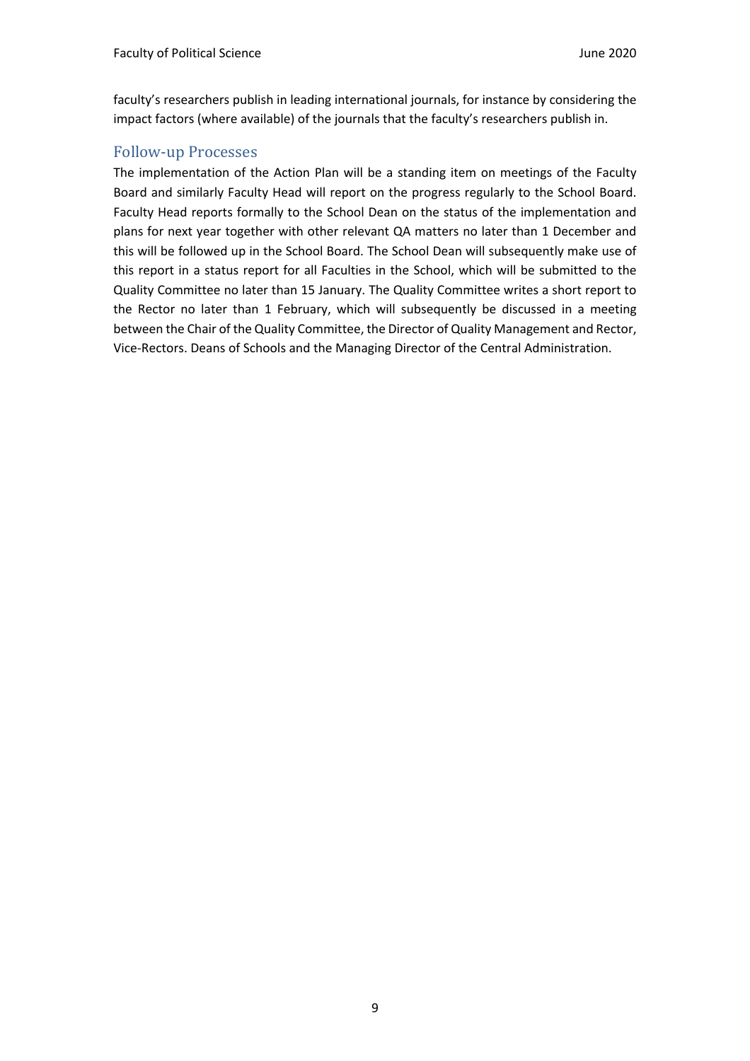faculty's researchers publish in leading international journals, for instance by considering the impact factors (where available) of the journals that the faculty's researchers publish in.

## Follow-up Processes

The implementation of the Action Plan will be a standing item on meetings of the Faculty Board and similarly Faculty Head will report on the progress regularly to the School Board. Faculty Head reports formally to the School Dean on the status of the implementation and plans for next year together with other relevant QA matters no later than 1 December and this will be followed up in the School Board. The School Dean will subsequently make use of this report in a status report for all Faculties in the School, which will be submitted to the Quality Committee no later than 15 January. The Quality Committee writes a short report to the Rector no later than 1 February, which will subsequently be discussed in a meeting between the Chair of the Quality Committee, the Director of Quality Management and Rector, Vice-Rectors. Deans of Schools and the Managing Director of the Central Administration.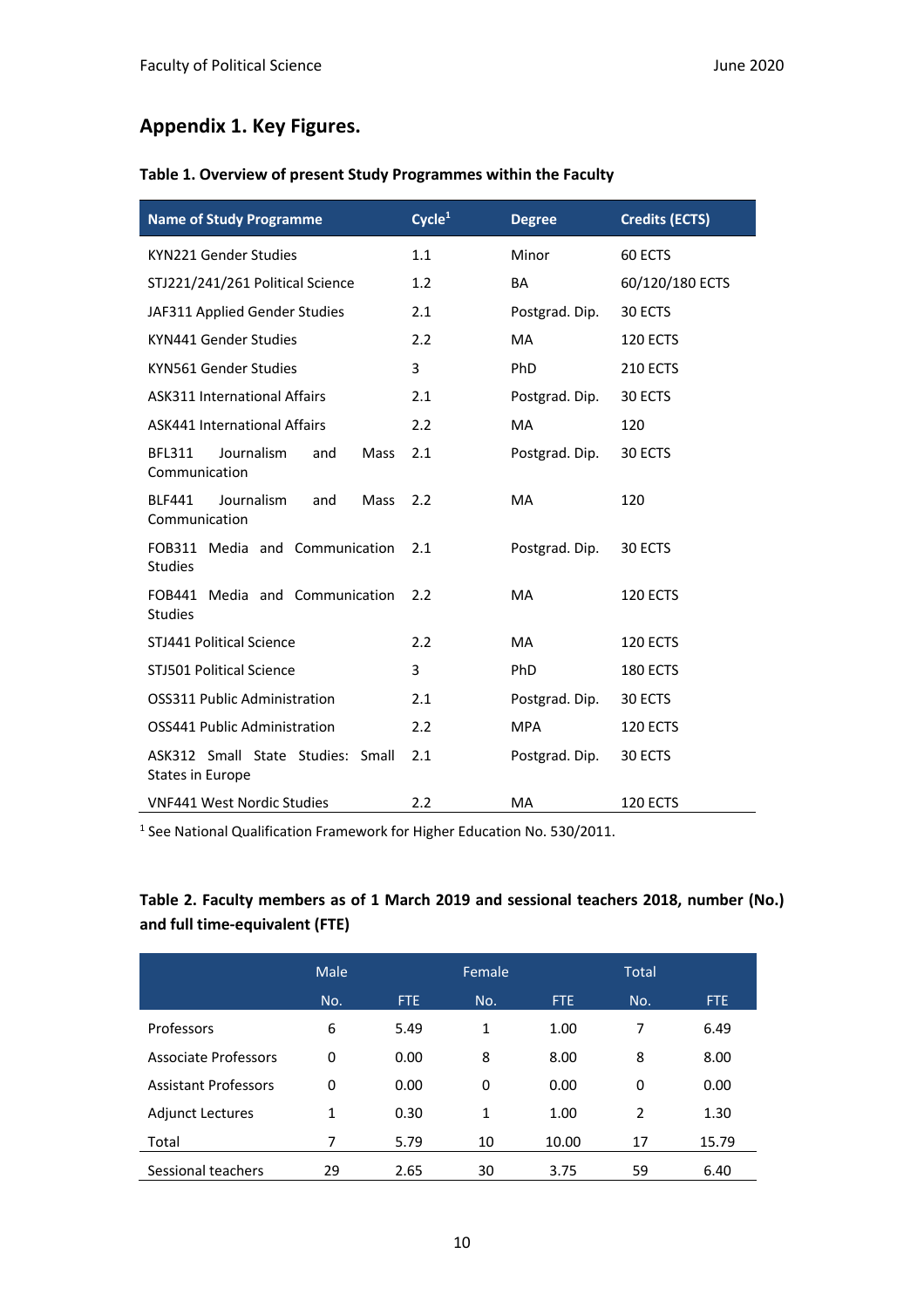## Appendix 1. Key Figures.

**Table 1. Overview of present Study Programmes within the Faculty**

| Name of Study Programme | Cycle[1] | Degree | Credits (ECTS) |
|---|---|---|---|
| KYN221 Gender Studies | 1.1 | Minor | 60 ECTS |
| STJ221/241/261 Political Science | 1.2 | BA | 60/120/180 ECTS |
| JAF311 Applied Gender Studies | 2.1 | Postgrad. Dip. | 30 ECTS |
| KYN441 Gender Studies | 2.2 | MA | 120 ECTS |
| KYN561 Gender Studies | 3 | PhD | 210 ECTS |
| ASK311 International Affairs | 2.1 | Postgrad. Dip. | 30 ECTS |
| ASK441 International Affairs | 2.2 | MA | 120 |
| BFL311 Journalism and Mass Communication | 2.1 | Postgrad. Dip. | 30 ECTS |
| BLF441 Journalism and Mass Communication | 2.2 | MA | 120 |
| FOB311 Media and Communication Studies | 2.1 | Postgrad. Dip. | 30 ECTS |
| FOB441 Media and Communication Studies | 2.2 | MA | 120 ECTS |
| STJ441 Political Science | 2.2 | MA | 120 ECTS |
| STJ501 Political Science | 3 | PhD | 180 ECTS |
| OSS311 Public Administration | 2.1 | Postgrad. Dip. | 30 ECTS |
| OSS441 Public Administration | 2.2 | MPA | 120 ECTS |
| ASK312 Small State Studies: Small States in Europe | 2.1 | Postgrad. Dip. | 30 ECTS |
| VNF441 West Nordic Studies | 2.2 | MA | 120 ECTS |

[1] See National Qualification Framework for Higher Education No. 530/2011.

**Table 2. Faculty members as of 1 March 2019 and sessional teachers 2018, number (No.) and full time-equivalent (FTE)**

| | Male | | Female | | Total | |
|---|---|---|---|---|---|---|
| | No. | FTE | No. | FTE | No. | FTE |
| Professors | 6 | 5.49 | 1 | 1.00 | 7 | 6.49 |
| Associate Professors | 0 | 0.00 | 8 | 8.00 | 8 | 8.00 |
| Assistant Professors | 0 | 0.00 | 0 | 0.00 | 0 | 0.00 |
| Adjunct Lectures | 1 | 0.30 | 1 | 1.00 | 2 | 1.30 |
| Total | 7 | 5.79 | 10 | 10.00 | 17 | 15.79 |
| Sessional teachers | 29 | 2.65 | 30 | 3.75 | 59 | 6.40 |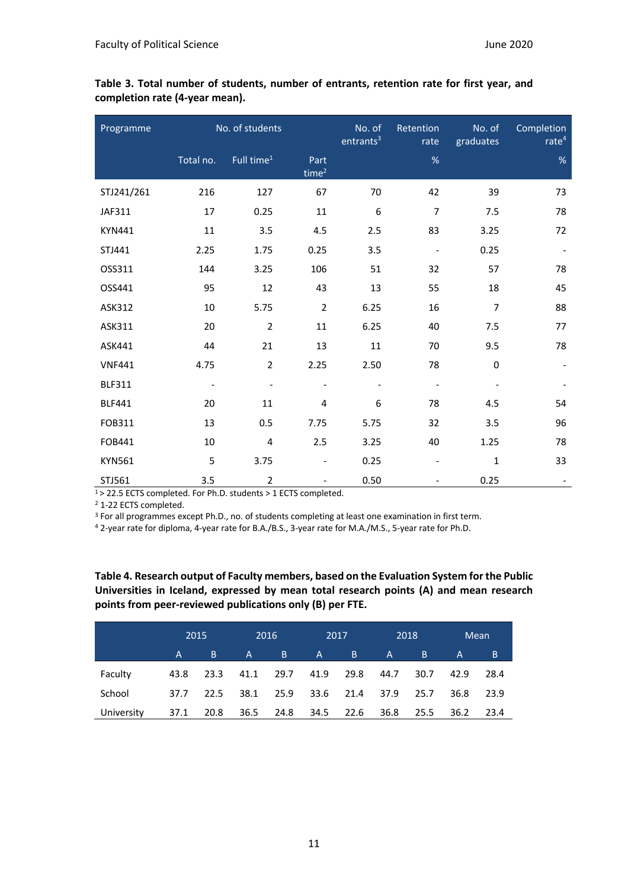**Table 3. Total number of students, number of entrants, retention rate for first year, and completion rate (4-year mean).**

| Programme | No. of students | | | No. of entrants[3] | Retention rate | No. of graduates | Completion rate[4] |
|---|---|---|---|---|---|---|---|
| | Total no. | Full time[1] | Part time[2] | | % | | % |
| STJ241/261 | 216 | 127 | 67 | 70 | 42 | 39 | 73 |
| JAF311 | 17 | 0.25 | 11 | 6 | 7 | 7.5 | 78 |
| KYN441 | 11 | 3.5 | 4.5 | 2.5 | 83 | 3.25 | 72 |
| STJ441 | 2.25 | 1.75 | 0.25 | 3.5 | - | 0.25 | - |
| OSS311 | 144 | 3.25 | 106 | 51 | 32 | 57 | 78 |
| OSS441 | 95 | 12 | 43 | 13 | 55 | 18 | 45 |
| ASK312 | 10 | 5.75 | 2 | 6.25 | 16 | 7 | 88 |
| ASK311 | 20 | 2 | 11 | 6.25 | 40 | 7.5 | 77 |
| ASK441 | 44 | 21 | 13 | 11 | 70 | 9.5 | 78 |
| VNF441 | 4.75 | 2 | 2.25 | 2.50 | 78 | 0 | - |
| BLF311 | - | - | - | - | - | - | - |
| BLF441 | 20 | 11 | 4 | 6 | 78 | 4.5 | 54 |
| FOB311 | 13 | 0.5 | 7.75 | 5.75 | 32 | 3.5 | 96 |
| FOB441 | 10 | 4 | 2.5 | 3.25 | 40 | 1.25 | 78 |
| KYN561 | 5 | 3.75 | - | 0.25 | - | 1 | 33 |
| STJ561 | 3.5 | 2 | - | 0.50 | - | 0.25 | - |

[1] > 22.5 ECTS completed. For Ph.D. students > 1 ECTS completed.
[2] 1-22 ECTS completed.
[3] For all programmes except Ph.D., no. of students completing at least one examination in first term.
[4] 2-year rate for diploma, 4-year rate for B.A./B.S., 3-year rate for M.A./M.S., 5-year rate for Ph.D.

**Table 4. Research output of Faculty members, based on the Evaluation System for the Public Universities in Iceland, expressed by mean total research points (A) and mean research points from peer-reviewed publications only (B) per FTE.**

| | 2015 | | 2016 | | 2017 | | 2018 | | Mean | |
|---|---|---|---|---|---|---|---|---|---|---|
| | A | B | A | B | A | B | A | B | A | B |
| Faculty | 43.8 | 23.3 | 41.1 | 29.7 | 41.9 | 29.8 | 44.7 | 30.7 | 42.9 | 28.4 |
| School | 37.7 | 22.5 | 38.1 | 25.9 | 33.6 | 21.4 | 37.9 | 25.7 | 36.8 | 23.9 |
| University | 37.1 | 20.8 | 36.5 | 24.8 | 34.5 | 22.6 | 36.8 | 25.5 | 36.2 | 23.4 |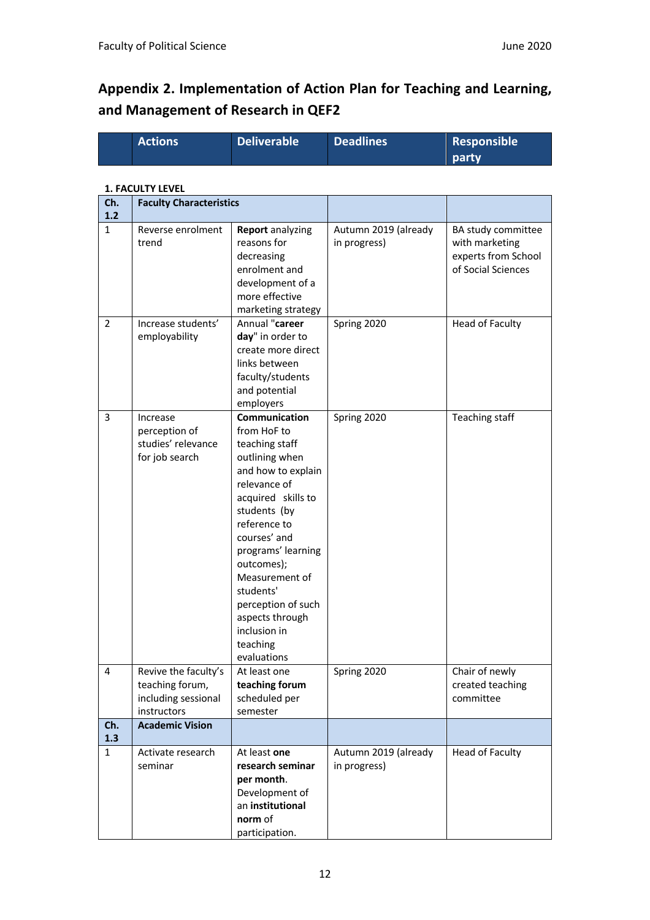## Appendix 2. Implementation of Action Plan for Teaching and Learning, and Management of Research in QEF2

**1. FACULTY LEVEL**

| | Actions | Deliverable | Deadlines | Responsible party |
|---|---|---|---|---|
| **Ch. 1.2** | **Faculty Characteristics** | | | |
| 1 | Reverse enrolment trend | **Report** analyzing reasons for decreasing enrolment and development of a more effective marketing strategy | Autumn 2019 (already in progress) | BA study committee with marketing experts from School of Social Sciences |
| 2 | Increase students' employability | Annual "**career day**" in order to create more direct links between faculty/students and potential employers | Spring 2020 | Head of Faculty |
| 3 | Increase perception of studies' relevance for job search | **Communication** from HoF to teaching staff outlining when and how to explain relevance of acquired skills to students (by reference to courses' and programs' learning outcomes); Measurement of students' perception of such aspects through inclusion in teaching evaluations | Spring 2020 | Teaching staff |
| 4 | Revive the faculty's teaching forum, including sessional instructors | At least one **teaching forum** scheduled per semester | Spring 2020 | Chair of newly created teaching committee |
| **Ch. 1.3** | **Academic Vision** | | | |
| 1 | Activate research seminar | At least **one research seminar per month**. Development of an **institutional norm** of participation. | Autumn 2019 (already in progress) | Head of Faculty |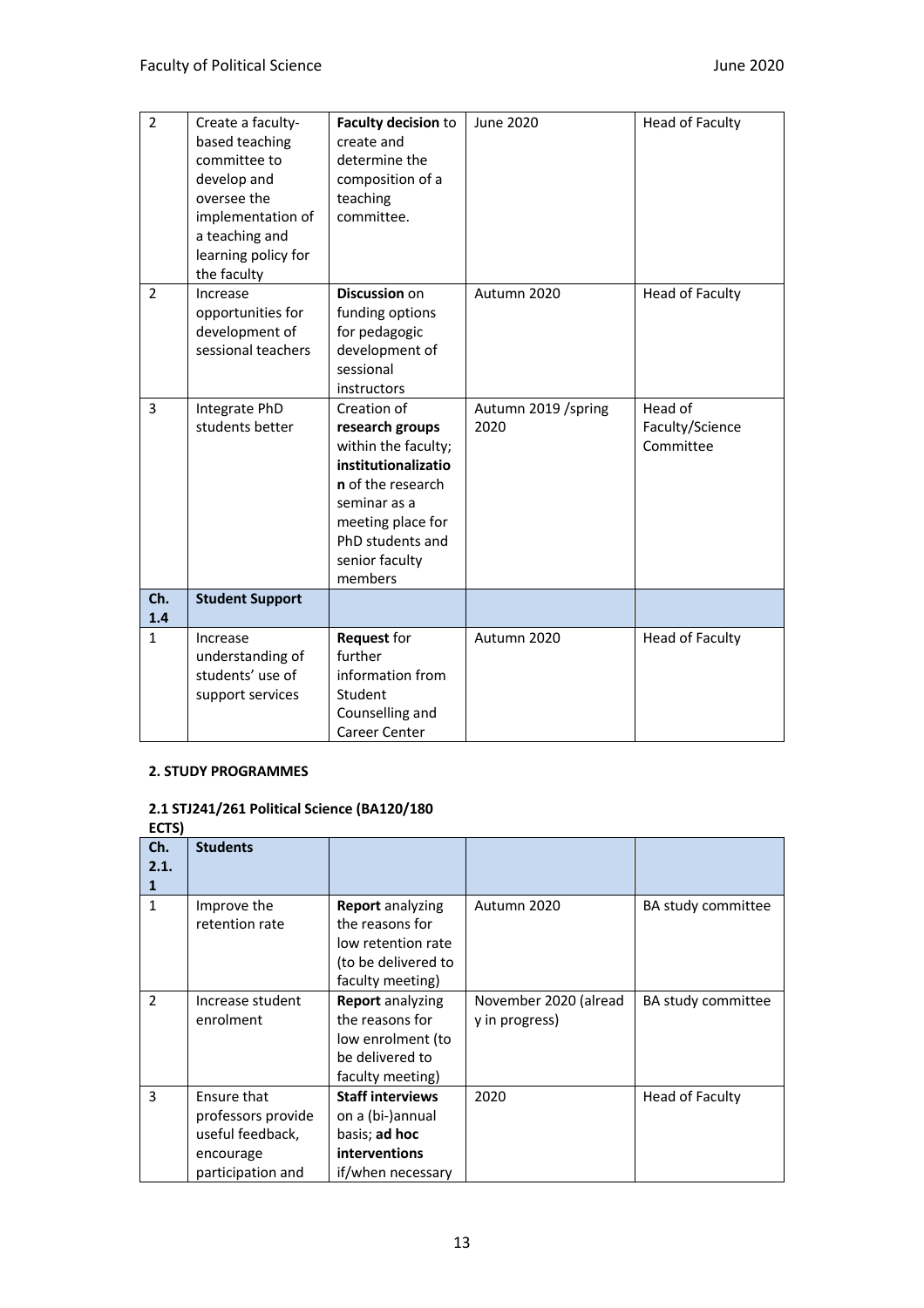| | | | | |
|---|---|---|---|---|
| 2 | Create a faculty-based teaching committee to develop and oversee the implementation of a teaching and learning policy for the faculty | **Faculty decision** to create and determine the composition of a teaching committee. | June 2020 | Head of Faculty |
| 2 | Increase opportunities for development of sessional teachers | **Discussion** on funding options for pedagogic development of sessional instructors | Autumn 2020 | Head of Faculty |
| 3 | Integrate PhD students better | Creation of **research groups** within the faculty; **institutionalization** of the research seminar as a meeting place for PhD students and senior faculty members | Autumn 2019 /spring 2020 | Head of Faculty/Science Committee |
| **Ch. 1.4** | **Student Support** | | | |
| 1 | Increase understanding of students' use of support services | **Request** for further information from Student Counselling and Career Center | Autumn 2020 | Head of Faculty |

**2. STUDY PROGRAMMES**

**2.1 STJ241/261 Political Science (BA120/180 ECTS)**

| **Ch. 2.1.1** | **Students** | | | |
|---|---|---|---|---|
| 1 | Improve the retention rate | **Report** analyzing the reasons for low retention rate (to be delivered to faculty meeting) | Autumn 2020 | BA study committee |
| 2 | Increase student enrolment | **Report** analyzing the reasons for low enrolment (to be delivered to faculty meeting) | November 2020 (already in progress) | BA study committee |
| 3 | Ensure that professors provide useful feedback, encourage participation and | **Staff interviews** on a (bi-)annual basis; **ad hoc interventions** if/when necessary | 2020 | Head of Faculty |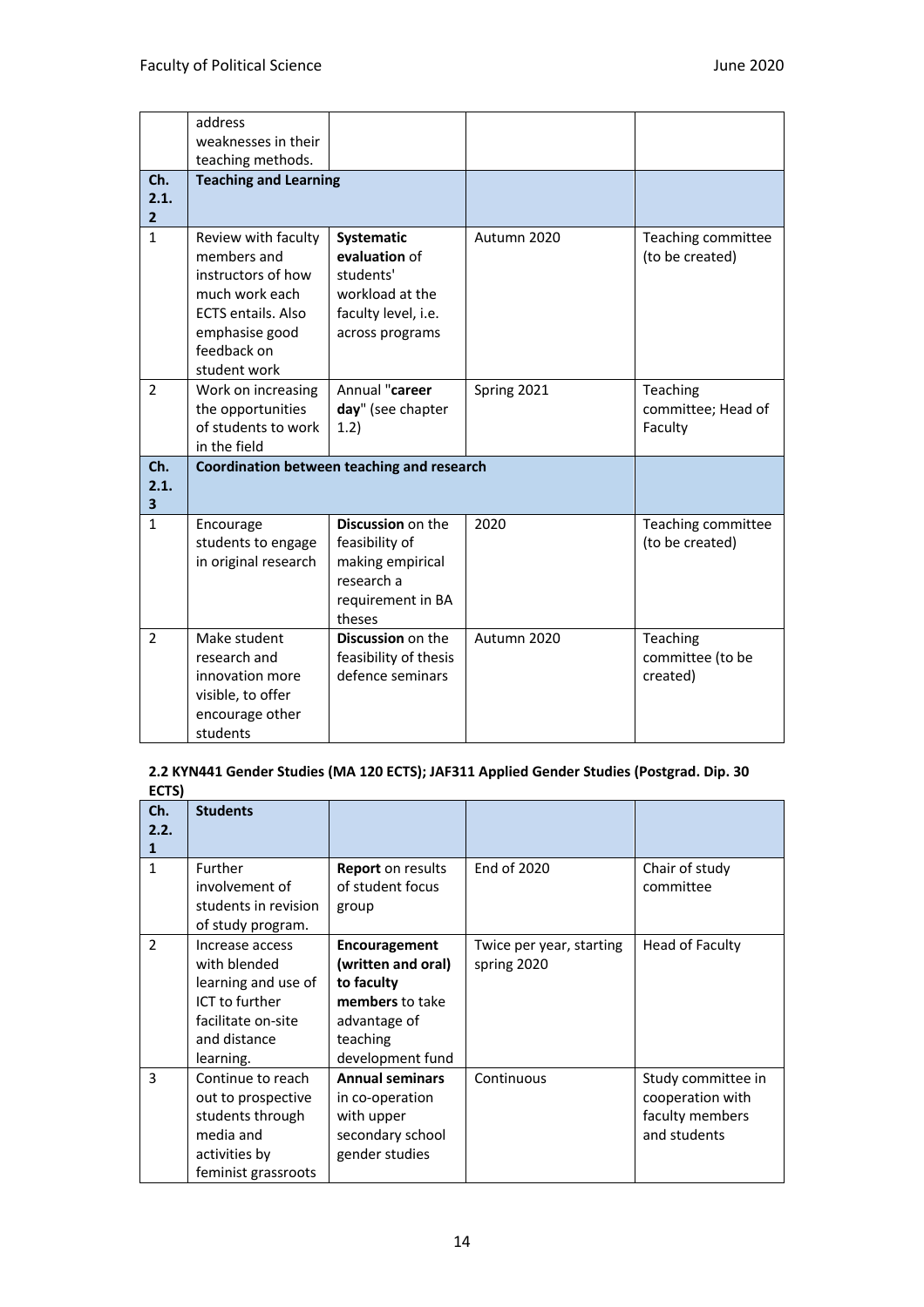| | address weaknesses in their teaching methods. | | | |
|---|---|---|---|---|
| **Ch. 2.1. 2** | **Teaching and Learning** | | | |
| 1 | Review with faculty members and instructors of how much work each ECTS entails. Also emphasise good feedback on student work | **Systematic evaluation** of students' workload at the faculty level, i.e. across programs | Autumn 2020 | Teaching committee (to be created) |
| 2 | Work on increasing the opportunities of students to work in the field | Annual "**career day**" (see chapter 1.2) | Spring 2021 | Teaching committee; Head of Faculty |
| **Ch. 2.1. 3** | **Coordination between teaching and research** | | | |
| 1 | Encourage students to engage in original research | **Discussion** on the feasibility of making empirical research a requirement in BA theses | 2020 | Teaching committee (to be created) |
| 2 | Make student research and innovation more visible, to offer encourage other students | **Discussion** on the feasibility of thesis defence seminars | Autumn 2020 | Teaching committee (to be created) |

**2.2 KYN441 Gender Studies (MA 120 ECTS); JAF311 Applied Gender Studies (Postgrad. Dip. 30 ECTS)**

| **Ch. 2.2. 1** | **Students** | | | |
|---|---|---|---|---|
| 1 | Further involvement of students in revision of study program. | **Report** on results of student focus group | End of 2020 | Chair of study committee |
| 2 | Increase access with blended learning and use of ICT to further facilitate on-site and distance learning. | **Encouragement (written and oral) to faculty members** to take advantage of teaching development fund | Twice per year, starting spring 2020 | Head of Faculty |
| 3 | Continue to reach out to prospective students through media and activities by feminist grassroots | **Annual seminars** in co-operation with upper secondary school gender studies | Continuous | Study committee in cooperation with faculty members and students |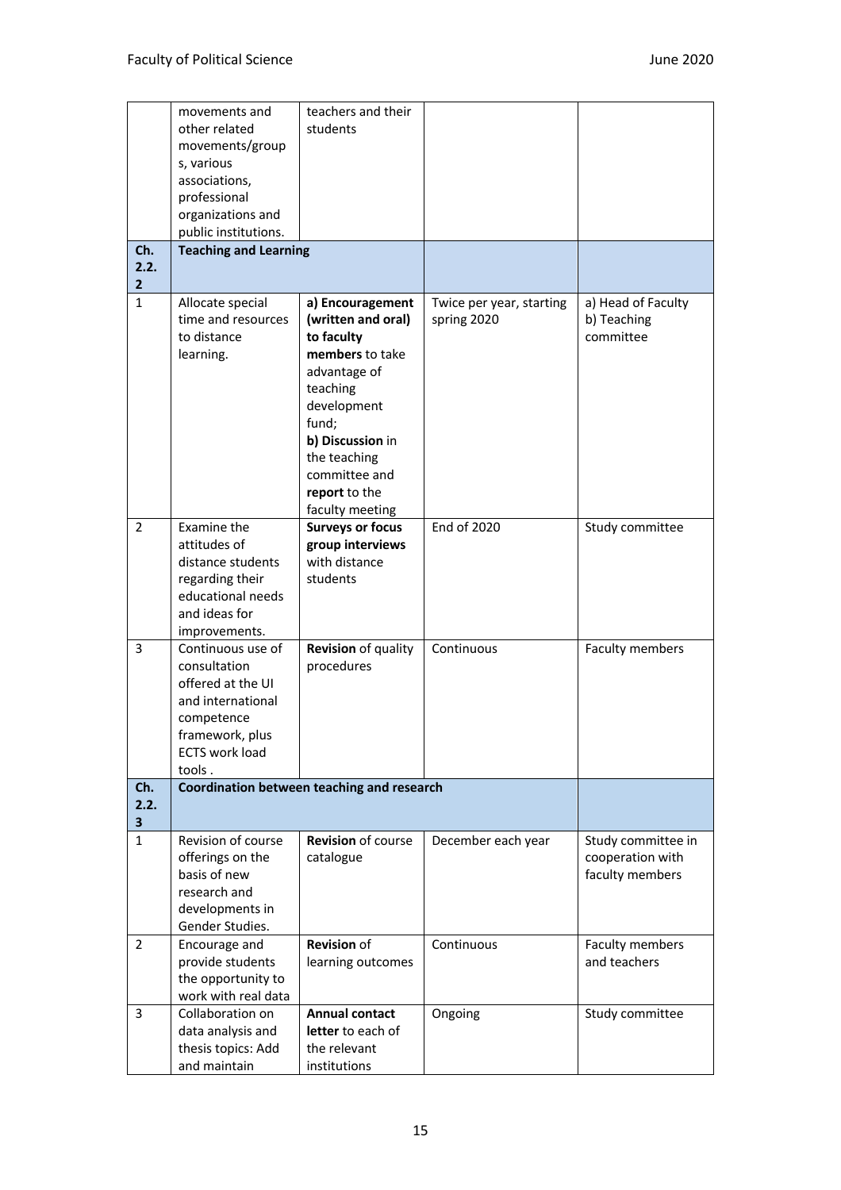| | | | | |
|---|---|---|---|---|
| | movements and other related movements/groups, various associations, professional organizations and public institutions. | teachers and their students | | |
| **Ch. 2.2.2** | **Teaching and Learning** | | | |
| 1 | Allocate special time and resources to distance learning. | **a) Encouragement (written and oral) to faculty members** to take advantage of teaching development fund; **b) Discussion** in the teaching committee and **report** to the faculty meeting | Twice per year, starting spring 2020 | a) Head of Faculty b) Teaching committee |
| 2 | Examine the attitudes of distance students regarding their educational needs and ideas for improvements. | **Surveys or focus group interviews** with distance students | End of 2020 | Study committee |
| 3 | Continuous use of consultation offered at the UI and international competence framework, plus ECTS work load tools . | **Revision** of quality procedures | Continuous | Faculty members |
| **Ch. 2.2.3** | **Coordination between teaching and research** | | | |
| 1 | Revision of course offerings on the basis of new research and developments in Gender Studies. | **Revision** of course catalogue | December each year | Study committee in cooperation with faculty members |
| 2 | Encourage and provide students the opportunity to work with real data | **Revision** of learning outcomes | Continuous | Faculty members and teachers |
| 3 | Collaboration on data analysis and thesis topics: Add and maintain | **Annual contact letter** to each of the relevant institutions | Ongoing | Study committee |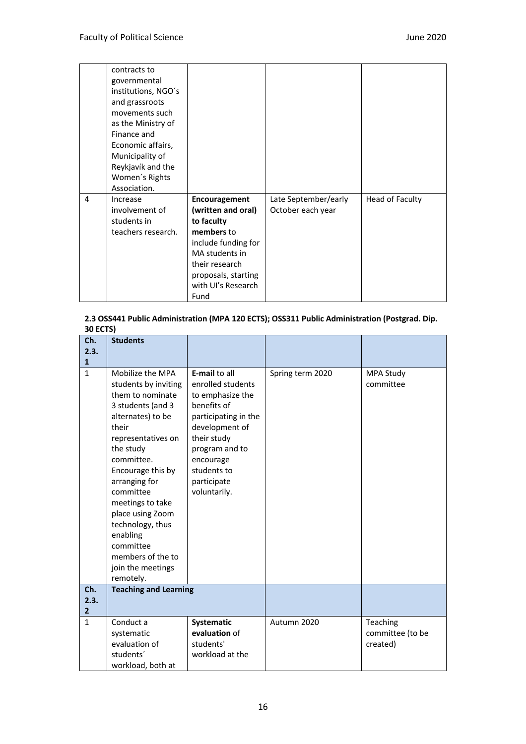| | | | | |
|---|---|---|---|---|
| | contracts to governmental institutions, NGO´s and grassroots movements such as the Ministry of Finance and Economic affairs, Municipality of Reykjavík and the Women´s Rights Association. | | | |
| 4 | Increase involvement of students in teachers research. | **Encouragement (written and oral) to faculty members** to include funding for MA students in their research proposals, starting with UI's Research Fund | Late September/early October each year | Head of Faculty |

**2.3 OSS441 Public Administration (MPA 120 ECTS); OSS311 Public Administration (Postgrad. Dip. 30 ECTS)**

| **Ch. 2.3. 1** | **Students** | | | |
|---|---|---|---|---|
| 1 | Mobilize the MPA students by inviting them to nominate 3 students (and 3 alternates) to be their representatives on the study committee. Encourage this by arranging for committee meetings to take place using Zoom technology, thus enabling committee members of the to join the meetings remotely. | **E-mail** to all enrolled students to emphasize the benefits of participating in the development of their study program and to encourage students to participate voluntarily. | Spring term 2020 | MPA Study committee |
| **Ch. 2.3. 2** | **Teaching and Learning** | | | |
| 1 | Conduct a systematic evaluation of students´ workload, both at | **Systematic evaluation** of students' workload at the | Autumn 2020 | Teaching committee (to be created) |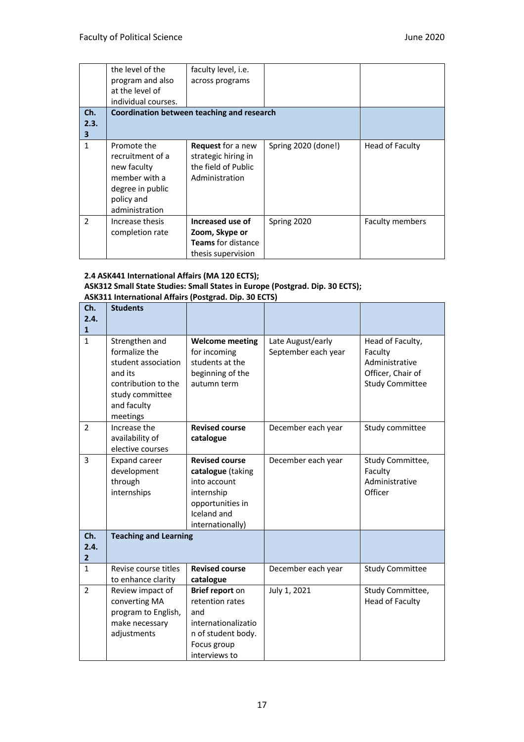| | the level of the program and also at the level of individual courses. | faculty level, i.e. across programs | | |
|---|---|---|---|---|
| **Ch. 2.3. 3** | **Coordination between teaching and research** | | | |
| 1 | Promote the recruitment of a new faculty member with a degree in public policy and administration | **Request** for a new strategic hiring in the field of Public Administration | Spring 2020 (done!) | Head of Faculty |
| 2 | Increase thesis completion rate | **Increased use of Zoom, Skype or Teams** for distance thesis supervision | Spring 2020 | Faculty members |

**2.4 ASK441 International Affairs (MA 120 ECTS);**
**ASK312 Small State Studies: Small States in Europe (Postgrad. Dip. 30 ECTS);**
**ASK311 International Affairs (Postgrad. Dip. 30 ECTS)**

| **Ch. 2.4. 1** | **Students** | | | |
|---|---|---|---|---|
| 1 | Strengthen and formalize the student association and its contribution to the study committee and faculty meetings | **Welcome meeting** for incoming students at the beginning of the autumn term | Late August/early September each year | Head of Faculty, Faculty Administrative Officer, Chair of Study Committee |
| 2 | Increase the availability of elective courses | **Revised course catalogue** | December each year | Study committee |
| 3 | Expand career development through internships | **Revised course catalogue** (taking into account internship opportunities in Iceland and internationally) | December each year | Study Committee, Faculty Administrative Officer |
| **Ch. 2.4. 2** | **Teaching and Learning** | | | |
| 1 | Revise course titles to enhance clarity | **Revised course catalogue** | December each year | Study Committee |
| 2 | Review impact of converting MA program to English, make necessary adjustments | **Brief report** on retention rates and internationalization of student body. Focus group interviews to | July 1, 2021 | Study Committee, Head of Faculty |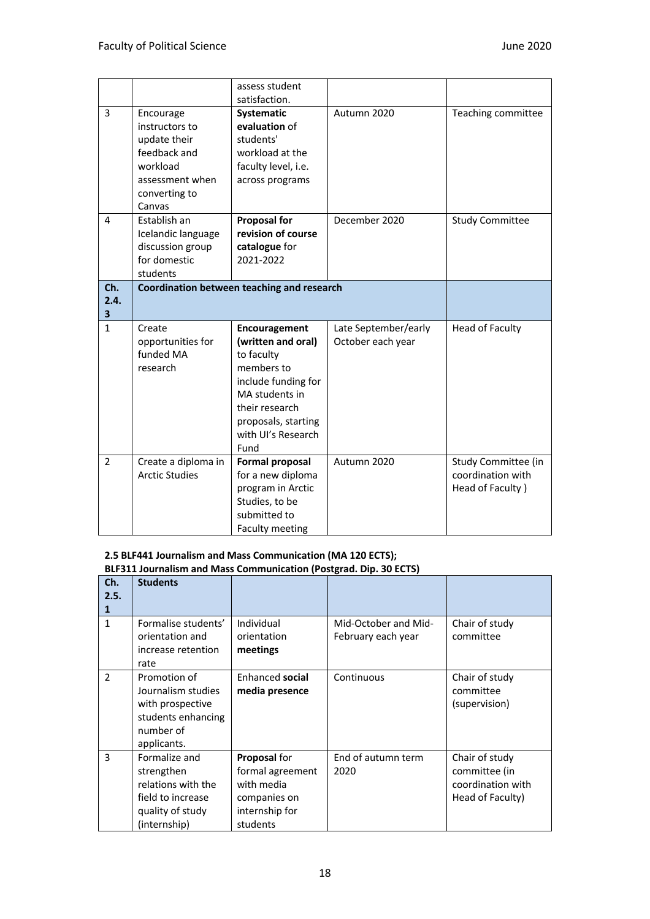| | | assess student satisfaction. | | |
|---|---|---|---|---|
| 3 | Encourage instructors to update their feedback and workload assessment when converting to Canvas | **Systematic evaluation** of students' workload at the faculty level, i.e. across programs | Autumn 2020 | Teaching committee |
| 4 | Establish an Icelandic language discussion group for domestic students | **Proposal for revision of course catalogue** for 2021-2022 | December 2020 | Study Committee |
| **Ch. 2.4. 3** | **Coordination between teaching and research** | | | |
| 1 | Create opportunities for funded MA research | **Encouragement (written and oral)** to faculty members to include funding for MA students in their research proposals, starting with UI's Research Fund | Late September/early October each year | Head of Faculty |
| 2 | Create a diploma in Arctic Studies | **Formal proposal** for a new diploma program in Arctic Studies, to be submitted to Faculty meeting | Autumn 2020 | Study Committee (in coordination with Head of Faculty ) |

**2.5 BLF441 Journalism and Mass Communication (MA 120 ECTS);**
**BLF311 Journalism and Mass Communication (Postgrad. Dip. 30 ECTS)**

| **Ch. 2.5. 1** | **Students** | | | |
|---|---|---|---|---|
| 1 | Formalise students' orientation and increase retention rate | Individual orientation **meetings** | Mid-October and Mid-February each year | Chair of study committee |
| 2 | Promotion of Journalism studies with prospective students enhancing number of applicants. | Enhanced **social media presence** | Continuous | Chair of study committee (supervision) |
| 3 | Formalize and strengthen relations with the field to increase quality of study (internship) | **Proposal** for formal agreement with media companies on internship for students | End of autumn term 2020 | Chair of study committee (in coordination with Head of Faculty) |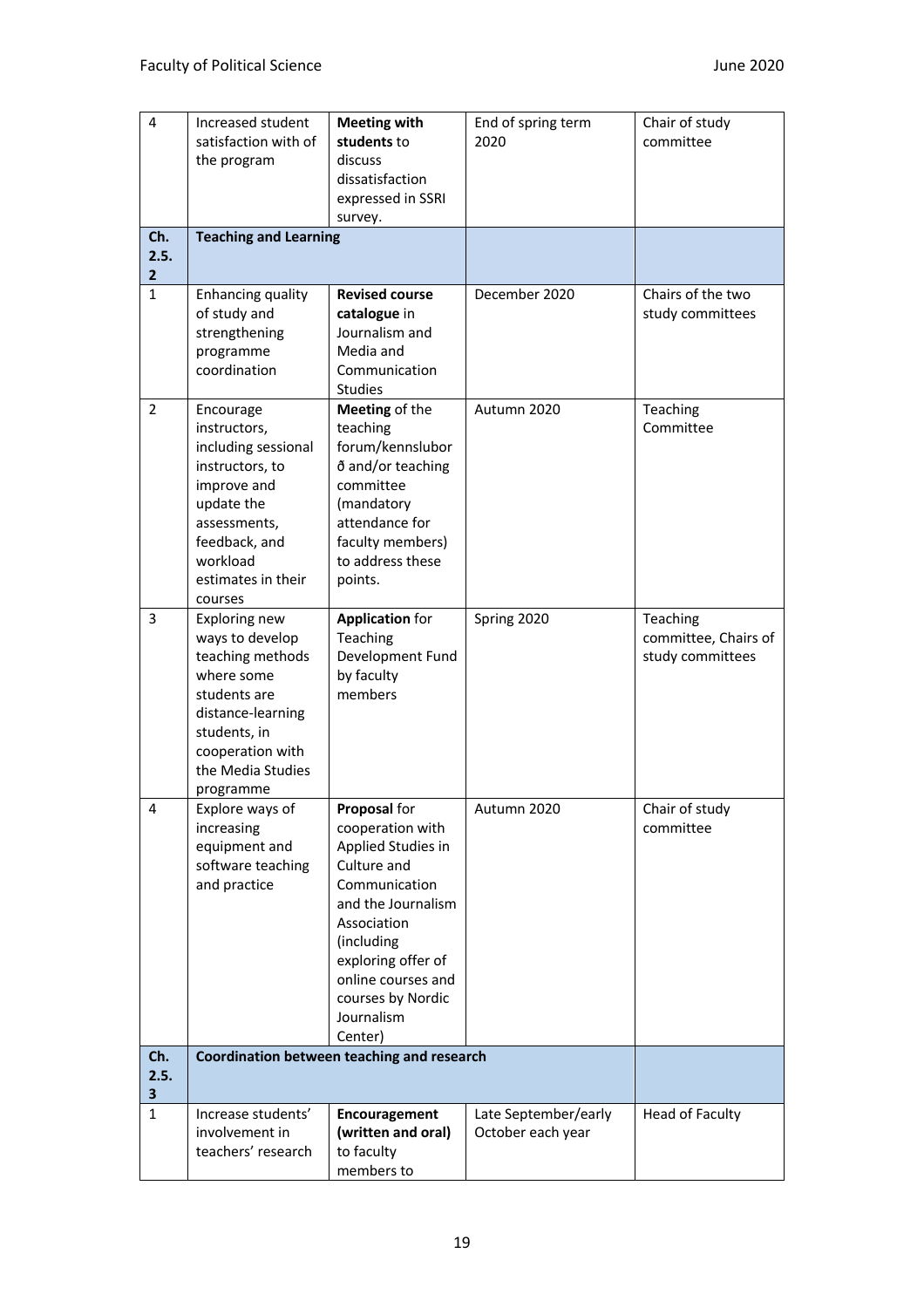| 4 | Increased student satisfaction with of the program | **Meeting with students** to discuss dissatisfaction expressed in SSRI survey. | End of spring term 2020 | Chair of study committee |
|---|---|---|---|---|
| **Ch. 2.5. 2** | **Teaching and Learning** | | | |
| 1 | Enhancing quality of study and strengthening programme coordination | **Revised course catalogue** in Journalism and Media and Communication Studies | December 2020 | Chairs of the two study committees |
| 2 | Encourage instructors, including sessional instructors, to improve and update the assessments, feedback, and workload estimates in their courses | **Meeting** of the teaching forum/kennsluborð and/or teaching committee (mandatory attendance for faculty members) to address these points. | Autumn 2020 | Teaching Committee |
| 3 | Exploring new ways to develop teaching methods where some students are distance-learning students, in cooperation with the Media Studies programme | **Application** for Teaching Development Fund by faculty members | Spring 2020 | Teaching committee, Chairs of study committees |
| 4 | Explore ways of increasing equipment and software teaching and practice | **Proposal** for cooperation with Applied Studies in Culture and Communication and the Journalism Association (including exploring offer of online courses and courses by Nordic Journalism Center) | Autumn 2020 | Chair of study committee |
| **Ch. 2.5. 3** | **Coordination between teaching and research** | | | |
| 1 | Increase students' involvement in teachers' research | **Encouragement (written and oral)** to faculty members to | Late September/early October each year | Head of Faculty |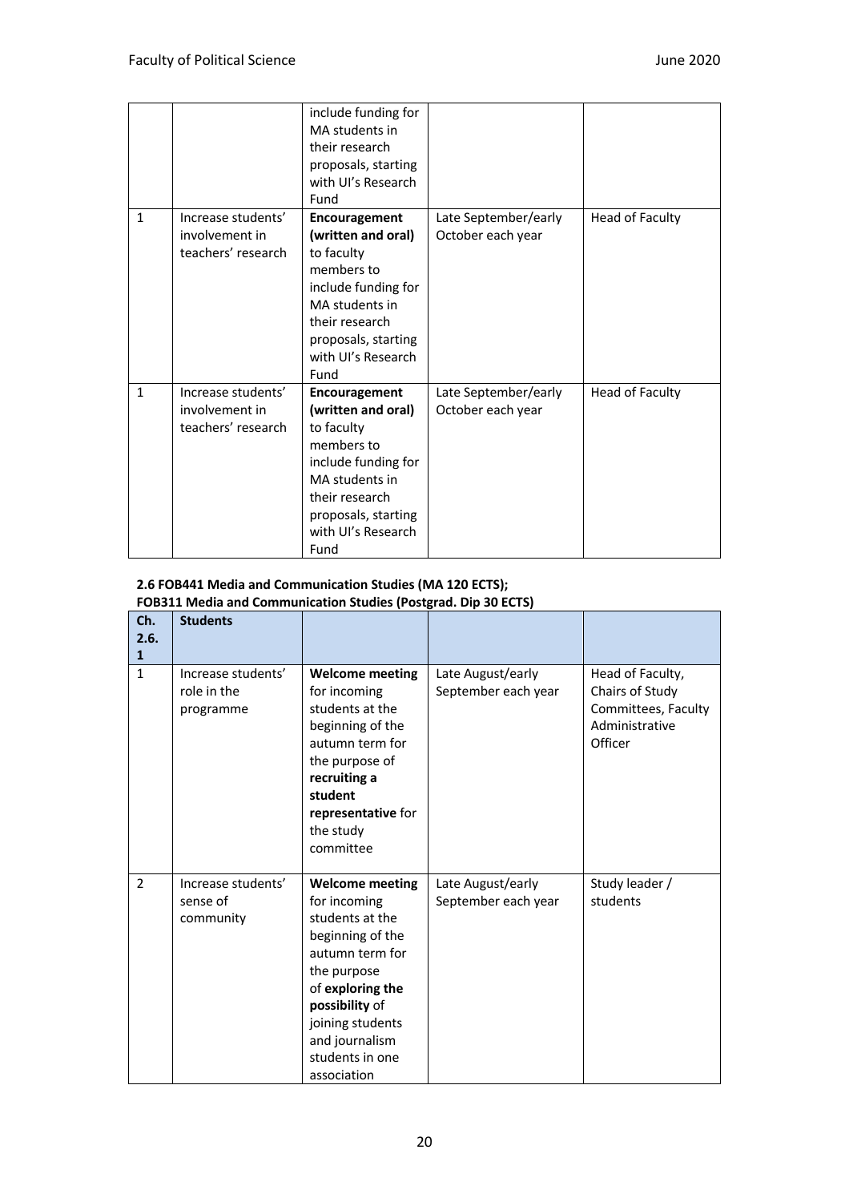| | | include funding for MA students in their research proposals, starting with UI's Research Fund | | |
|---|---|---|---|---|
| 1 | Increase students' involvement in teachers' research | **Encouragement (written and oral)** to faculty members to include funding for MA students in their research proposals, starting with UI's Research Fund | Late September/early October each year | Head of Faculty |
| 1 | Increase students' involvement in teachers' research | **Encouragement (written and oral)** to faculty members to include funding for MA students in their research proposals, starting with UI's Research Fund | Late September/early October each year | Head of Faculty |

**2.6 FOB441 Media and Communication Studies (MA 120 ECTS); FOB311 Media and Communication Studies (Postgrad. Dip 30 ECTS)**

| Ch. 2.6. 1 | Students | | | |
|---|---|---|---|---|
| 1 | Increase students' role in the programme | **Welcome meeting** for incoming students at the beginning of the autumn term for the purpose of **recruiting a student representative** for the study committee | Late August/early September each year | Head of Faculty, Chairs of Study Committees, Faculty Administrative Officer |
| 2 | Increase students' sense of community | **Welcome meeting** for incoming students at the beginning of the autumn term for the purpose of **exploring the possibility** of joining students and journalism students in one association | Late August/early September each year | Study leader / students |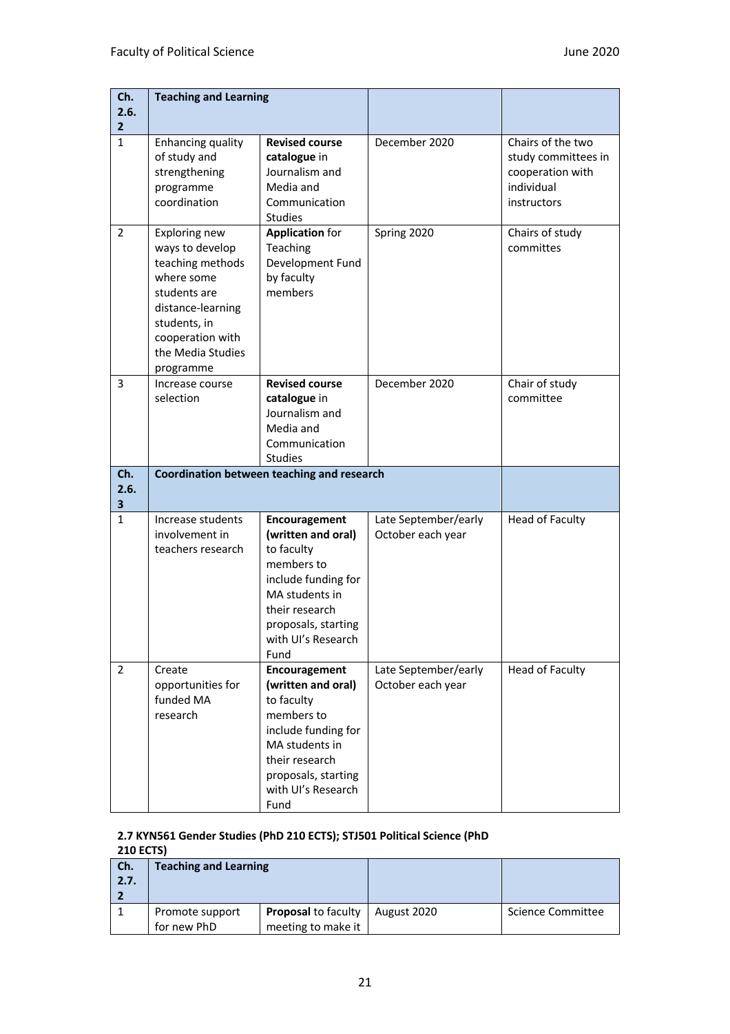| Ch. 2.6. 2 | Teaching and Learning | | | |
|---|---|---|---|---|
| 1 | Enhancing quality of study and strengthening programme coordination | **Revised course catalogue** in Journalism and Media and Communication Studies | December 2020 | Chairs of the two study committees in cooperation with individual instructors |
| 2 | Exploring new ways to develop teaching methods where some students are distance-learning students, in cooperation with the Media Studies programme | **Application** for Teaching Development Fund by faculty members | Spring 2020 | Chairs of study committes |
| 3 | Increase course selection | **Revised course catalogue** in Journalism and Media and Communication Studies | December 2020 | Chair of study committee |
| **Ch. 2.6. 3** | **Coordination between teaching and research** | | | |
| 1 | Increase students involvement in teachers research | **Encouragement (written and oral)** to faculty members to include funding for MA students in their research proposals, starting with UI's Research Fund | Late September/early October each year | Head of Faculty |
| 2 | Create opportunities for funded MA research | **Encouragement (written and oral)** to faculty members to include funding for MA students in their research proposals, starting with UI's Research Fund | Late September/early October each year | Head of Faculty |

**2.7 KYN561 Gender Studies (PhD 210 ECTS); STJ501 Political Science (PhD 210 ECTS)**

| Ch. 2.7. 2 | Teaching and Learning | | | |
|---|---|---|---|---|
| 1 | Promote support for new PhD | **Proposal** to faculty meeting to make it | August 2020 | Science Committee |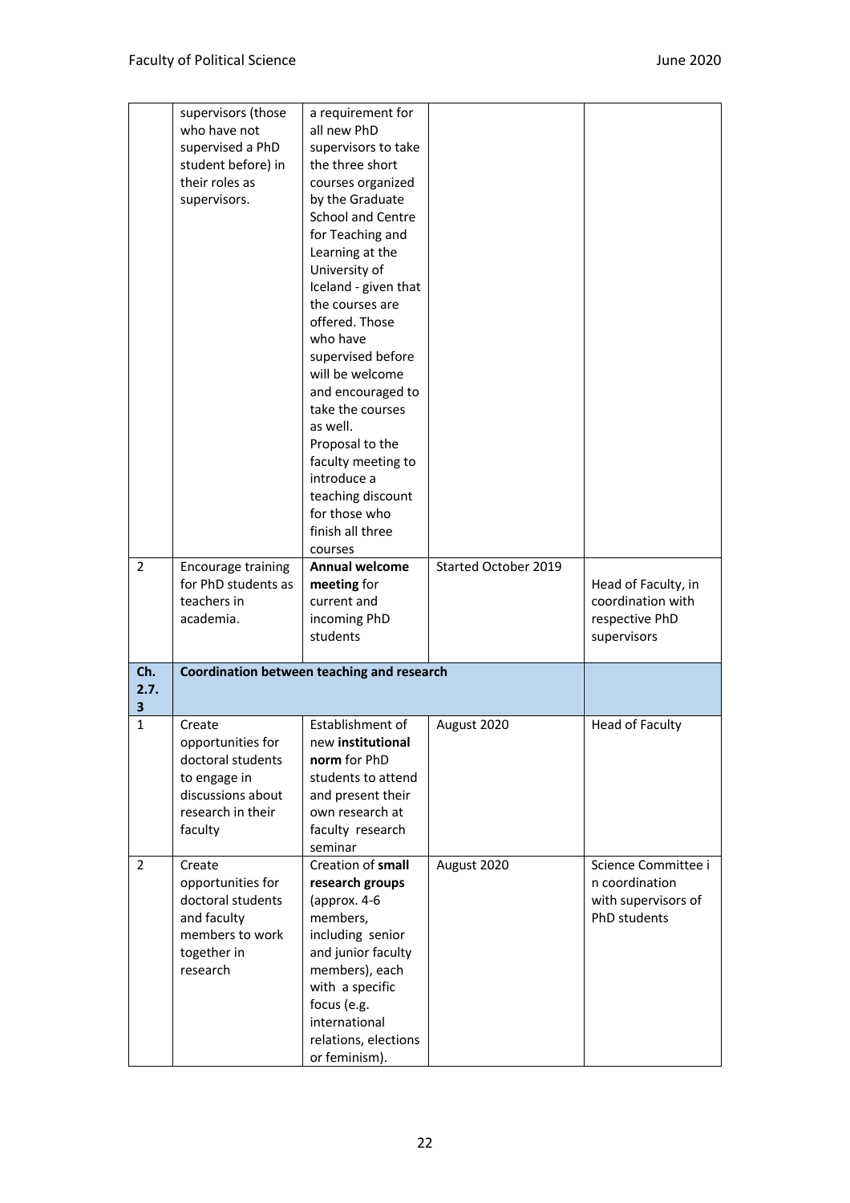|  | supervisors (those who have not supervised a PhD student before) in their roles as supervisors. | a requirement for all new PhD supervisors to take the three short courses organized by the Graduate School and Centre for Teaching and Learning at the University of Iceland - given that the courses are offered. Those who have supervised before will be welcome and encouraged to take the courses as well. Proposal to the faculty meeting to introduce a teaching discount for those who finish all three courses |  |  |
|---|---|---|---|---|
| 2 | Encourage training for PhD students as teachers in academia. | **Annual welcome meeting** for current and incoming PhD students | Started October 2019 | Head of Faculty, in coordination with respective PhD supervisors |
| **Ch. 2.7.3** | **Coordination between teaching and research** |  |  |  |
| 1 | Create opportunities for doctoral students to engage in discussions about research in their faculty | Establishment of new **institutional norm** for PhD students to attend and present their own research at faculty research seminar | August 2020 | Head of Faculty |
| 2 | Create opportunities for doctoral students and faculty members to work together in research | Creation of **small research groups** (approx. 4-6 members, including senior and junior faculty members), each with a specific focus (e.g. international relations, elections or feminism). | August 2020 | Science Committee in coordination with supervisors of PhD students |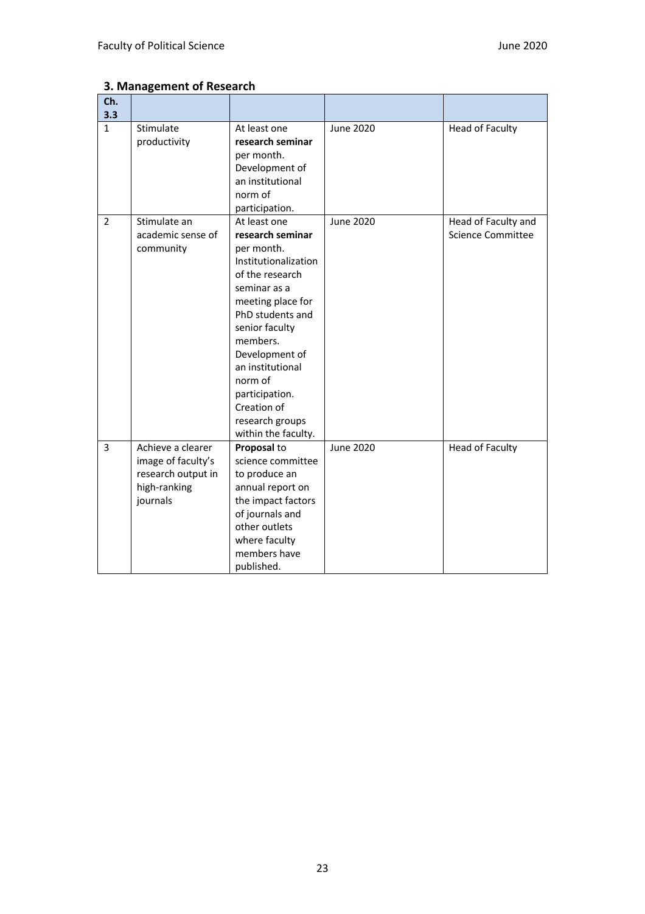### 3. Management of Research

| Ch. 3.3 | | | | |
|---|---|---|---|---|
| 1 | Stimulate productivity | At least one **research seminar** per month. Development of an institutional norm of participation. | June 2020 | Head of Faculty |
| 2 | Stimulate an academic sense of community | At least one **research seminar** per month. Institutionalization of the research seminar as a meeting place for PhD students and senior faculty members. Development of an institutional norm of participation. Creation of research groups within the faculty. | June 2020 | Head of Faculty and Science Committee |
| 3 | Achieve a clearer image of faculty's research output in high-ranking journals | **Proposal** to science committee to produce an annual report on the impact factors of journals and other outlets where faculty members have published. | June 2020 | Head of Faculty |